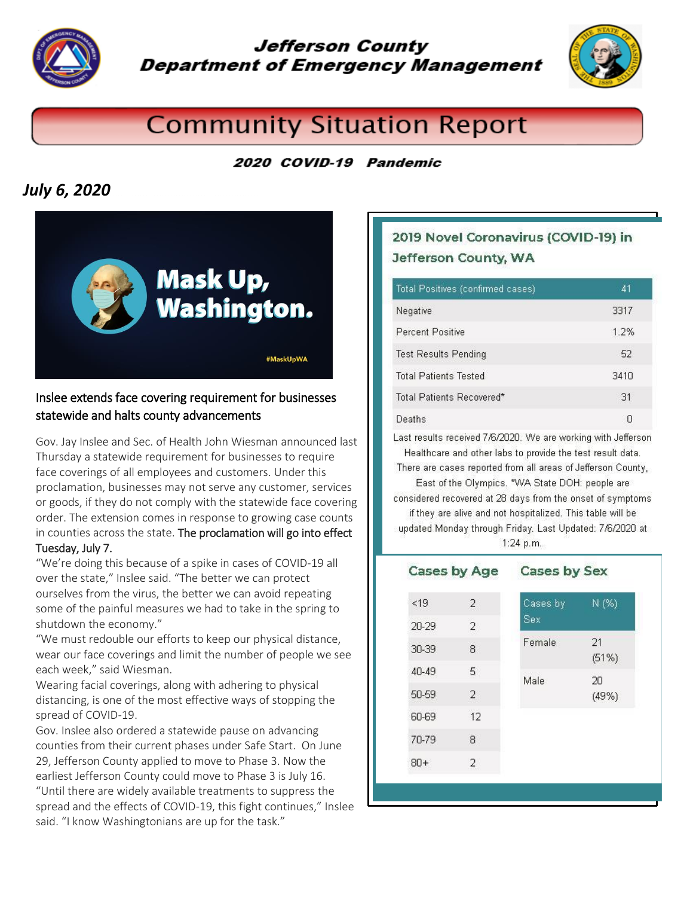# Jefferson County Department of Emergency Management

## Community Situation Report

**2020 COVID-19 Pandemic**

***July 6, 2020***

### Inslee extends face covering requirement for businesses statewide and halts county advancements

Gov. Jay Inslee and Sec. of Health John Wiesman announced last Thursday a statewide requirement for businesses to require face coverings of all employees and customers. Under this proclamation, businesses may not serve any customer, services or goods, if they do not comply with the statewide face covering order. The extension comes in response to growing case counts in counties across the state. The proclamation will go into effect Tuesday, July 7.

"We're doing this because of a spike in cases of COVID-19 all over the state," Inslee said. "The better we can protect ourselves from the virus, the better we can avoid repeating some of the painful measures we had to take in the spring to shutdown the economy."

"We must redouble our efforts to keep our physical distance, wear our face coverings and limit the number of people we see each week," said Wiesman.

Wearing facial coverings, along with adhering to physical distancing, is one of the most effective ways of stopping the spread of COVID-19.

Gov. Inslee also ordered a statewide pause on advancing counties from their current phases under Safe Start. On June 29, Jefferson County applied to move to Phase 3. Now the earliest Jefferson County could move to Phase 3 is July 16.

"Until there are widely available treatments to suppress the spread and the effects of COVID-19, this fight continues," Inslee said. "I know Washingtonians are up for the task."

### 2019 Novel Coronavirus (COVID-19) in Jefferson County, WA

| Total Positives (confirmed cases) | 41 |
|---|---|
| Negative | 3317 |
| Percent Positive | 1.2% |
| Test Results Pending | 52 |
| Total Patients Tested | 3410 |
| Total Patients Recovered* | 31 |
| Deaths | 0 |

Last results received 7/6/2020. We are working with Jefferson Healthcare and other labs to provide the test result data. There are cases reported from all areas of Jefferson County, East of the Olympics. *WA State DOH: people are considered recovered at 28 days from the onset of symptoms if they are alive and not hospitalized. This table will be updated Monday through Friday. Last Updated: 7/6/2020 at 1:24 p.m.

#### Cases by Age

| Age | Cases |
|---|---|
| <19 | 2 |
| 20-29 | 2 |
| 30-39 | 8 |
| 40-49 | 5 |
| 50-59 | 2 |
| 60-69 | 12 |
| 70-79 | 8 |
| 80+ | 2 |

#### Cases by Sex

| Cases by Sex | N (%) |
|---|---|
| Female | 21 (51%) |
| Male | 20 (49%) |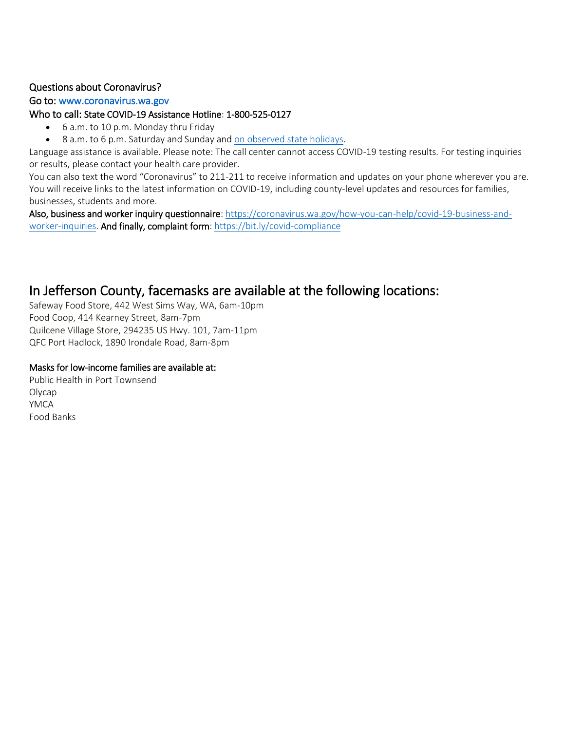Questions about Coronavirus?

Go to: [www.coronavirus.wa.gov](http://www.coronavirus.wa.gov)

Who to call: State COVID-19 Assistance Hotline: 1-800-525-0127

- 6 a.m. to 10 p.m. Monday thru Friday
- 8 a.m. to 6 p.m. Saturday and Sunday and on observed state holidays.

Language assistance is available. Please note: The call center cannot access COVID-19 testing results. For testing inquiries or results, please contact your health care provider.

You can also text the word "Coronavirus" to 211-211 to receive information and updates on your phone wherever you are. You will receive links to the latest information on COVID-19, including county-level updates and resources for families, businesses, students and more.

**Also, business and worker inquiry questionnaire**: https://coronavirus.wa.gov/how-you-can-help/covid-19-business-and-worker-inquiries. **And finally, complaint form**: https://bit.ly/covid-compliance

## In Jefferson County, facemasks are available at the following locations:

Safeway Food Store, 442 West Sims Way, WA, 6am-10pm
Food Coop, 414 Kearney Street, 8am-7pm
Quilcene Village Store, 294235 US Hwy. 101, 7am-11pm
QFC Port Hadlock, 1890 Irondale Road, 8am-8pm

### Masks for low-income families are available at:

Public Health in Port Townsend
Olycap
YMCA
Food Banks